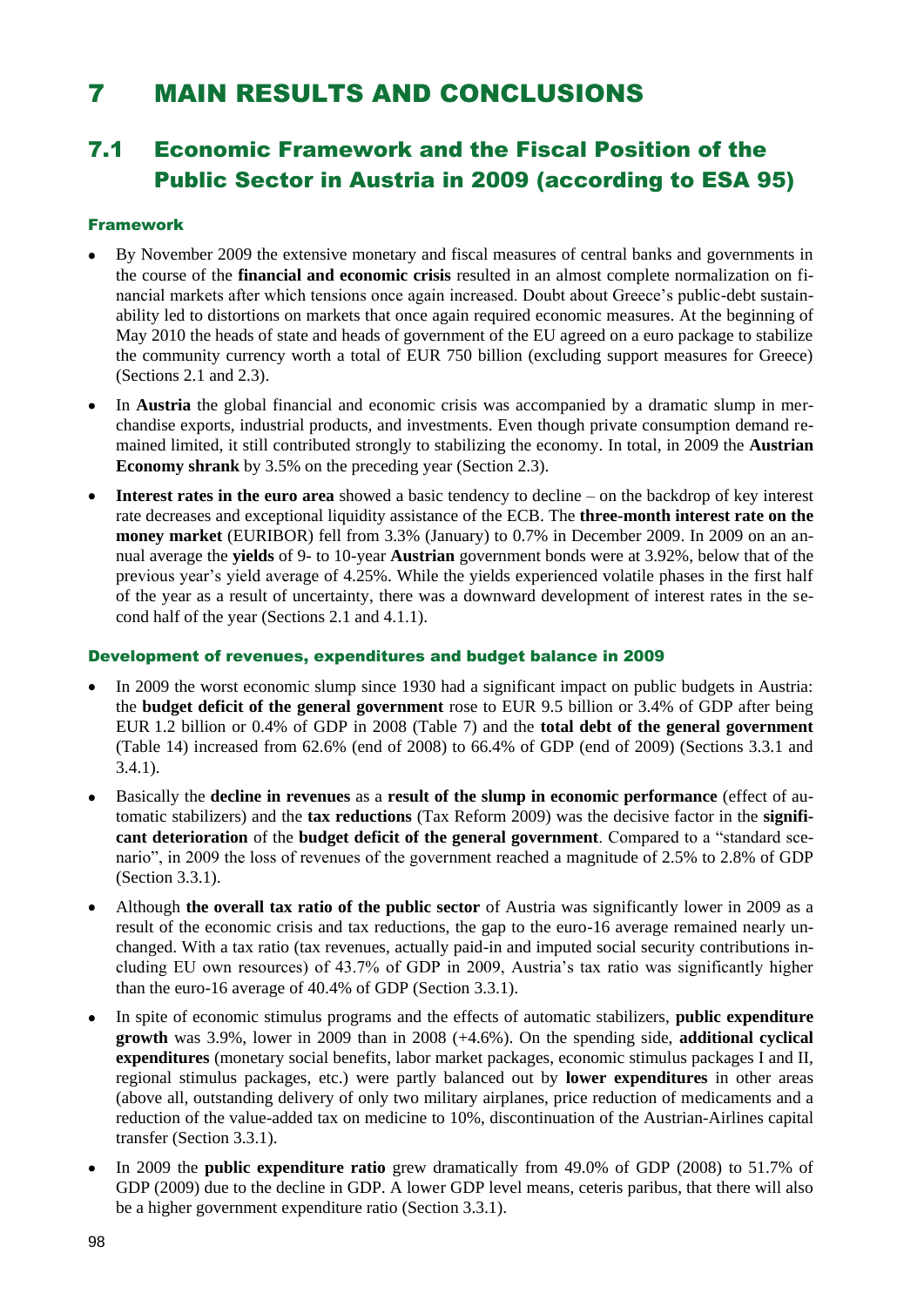# 7 MAIN RESULTS AND CONCLUSIONS

## 7.1 Economic Framework and the Fiscal Position of the Public Sector in Austria in 2009 (according to ESA 95)

### Framework

- By November 2009 the extensive monetary and fiscal measures of central banks and governments in the course of the **financial and economic crisis** resulted in an almost complete normalization on financial markets after which tensions once again increased. Doubt about Greece's public-debt sustainability led to distortions on markets that once again required economic measures. At the beginning of May 2010 the heads of state and heads of government of the EU agreed on a euro package to stabilize the community currency worth a total of EUR 750 billion (excluding support measures for Greece) (Sections 2.1 and 2.3).
- In **Austria** the global financial and economic crisis was accompanied by a dramatic slump in merchandise exports, industrial products, and investments. Even though private consumption demand remained limited, it still contributed strongly to stabilizing the economy. In total, in 2009 the **Austrian Economy shrank** by 3.5% on the preceding year (Section 2.3).
- **Interest rates in the euro area** showed a basic tendency to decline – on the backdrop of key interest rate decreases and exceptional liquidity assistance of the ECB. The **three-month interest rate on the money market** (EURIBOR) fell from 3.3% (January) to 0.7% in December 2009. In 2009 on an annual average the **yields** of 9- to 10-year **Austrian** government bonds were at 3.92%, below that of the previous year's yield average of 4.25%. While the yields experienced volatile phases in the first half of the year as a result of uncertainty, there was a downward development of interest rates in the second half of the year (Sections 2.1 and 4.1.1).

### Development of revenues, expenditures and budget balance in 2009

- In 2009 the worst economic slump since 1930 had a significant impact on public budgets in Austria: the **budget deficit of the general government** rose to EUR 9.5 billion or 3.4% of GDP after being EUR 1.2 billion or 0.4% of GDP in 2008 (Table 7) and the **total debt of the general government** (Table 14) increased from 62.6% (end of 2008) to 66.4% of GDP (end of 2009) (Sections 3.3.1 and 3.4.1).
- Basically the **decline in revenues** as a **result of the slump in economic performance** (effect of automatic stabilizers) and the **tax reductions** (Tax Reform 2009) was the decisive factor in the **significant deterioration** of the **budget deficit of the general government**. Compared to a "standard scenario", in 2009 the loss of revenues of the government reached a magnitude of 2.5% to 2.8% of GDP (Section 3.3.1).
- Although **the overall tax ratio of the public sector** of Austria was significantly lower in 2009 as a result of the economic crisis and tax reductions, the gap to the euro-16 average remained nearly unchanged. With a tax ratio (tax revenues, actually paid-in and imputed social security contributions including EU own resources) of 43.7% of GDP in 2009, Austria's tax ratio was significantly higher than the euro-16 average of 40.4% of GDP (Section 3.3.1).
- In spite of economic stimulus programs and the effects of automatic stabilizers, **public expenditure growth** was 3.9%, lower in 2009 than in 2008 (+4.6%). On the spending side, **additional cyclical expenditures** (monetary social benefits, labor market packages, economic stimulus packages I and II, regional stimulus packages, etc.) were partly balanced out by **lower expenditures** in other areas (above all, outstanding delivery of only two military airplanes, price reduction of medicaments and a reduction of the value-added tax on medicine to 10%, discontinuation of the Austrian-Airlines capital transfer (Section 3.3.1).
- In 2009 the **public expenditure ratio** grew dramatically from 49.0% of GDP (2008) to 51.7% of GDP (2009) due to the decline in GDP. A lower GDP level means, ceteris paribus, that there will also be a higher government expenditure ratio (Section 3.3.1).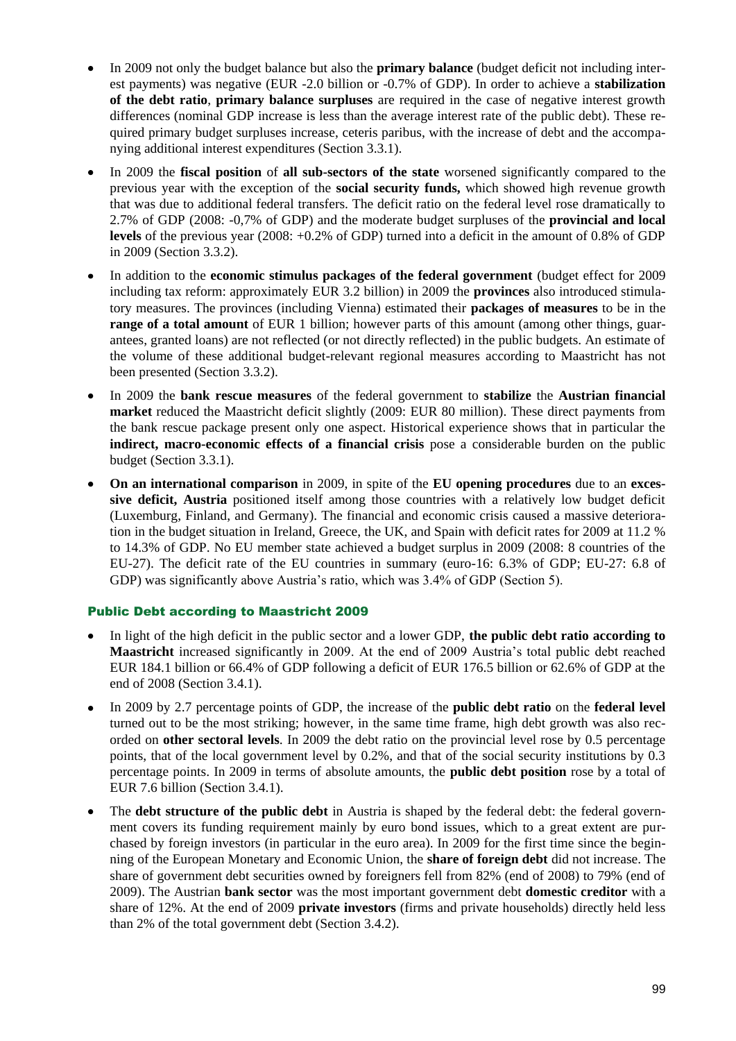- In 2009 not only the budget balance but also the **primary balance** (budget deficit not including interest payments) was negative (EUR -2.0 billion or -0.7% of GDP). In order to achieve a **stabilization of the debt ratio**, **primary balance surpluses** are required in the case of negative interest growth differences (nominal GDP increase is less than the average interest rate of the public debt). These required primary budget surpluses increase, ceteris paribus, with the increase of debt and the accompanying additional interest expenditures (Section 3.3.1).
- In 2009 the **fiscal position** of **all sub-sectors of the state** worsened significantly compared to the previous year with the exception of the **social security funds,** which showed high revenue growth that was due to additional federal transfers. The deficit ratio on the federal level rose dramatically to 2.7% of GDP (2008: -0,7% of GDP) and the moderate budget surpluses of the **provincial and local levels** of the previous year (2008: +0.2% of GDP) turned into a deficit in the amount of 0.8% of GDP in 2009 (Section 3.3.2).
- In addition to the **economic stimulus packages of the federal government** (budget effect for 2009 including tax reform: approximately EUR 3.2 billion) in 2009 the **provinces** also introduced stimulatory measures. The provinces (including Vienna) estimated their **packages of measures** to be in the **range of a total amount** of EUR 1 billion; however parts of this amount (among other things, guarantees, granted loans) are not reflected (or not directly reflected) in the public budgets. An estimate of the volume of these additional budget-relevant regional measures according to Maastricht has not been presented (Section 3.3.2).
- In 2009 the **bank rescue measures** of the federal government to **stabilize** the **Austrian financial market** reduced the Maastricht deficit slightly (2009: EUR 80 million). These direct payments from the bank rescue package present only one aspect. Historical experience shows that in particular the **indirect, macro-economic effects of a financial crisis** pose a considerable burden on the public budget (Section 3.3.1).
- **On an international comparison** in 2009, in spite of the **EU opening procedures** due to an **excessive deficit, Austria** positioned itself among those countries with a relatively low budget deficit (Luxemburg, Finland, and Germany). The financial and economic crisis caused a massive deterioration in the budget situation in Ireland, Greece, the UK, and Spain with deficit rates for 2009 at 11.2 % to 14.3% of GDP. No EU member state achieved a budget surplus in 2009 (2008: 8 countries of the EU-27). The deficit rate of the EU countries in summary (euro-16: 6.3% of GDP; EU-27: 6.8 of GDP) was significantly above Austria's ratio, which was 3.4% of GDP (Section 5).

## Public Debt according to Maastricht 2009

- In light of the high deficit in the public sector and a lower GDP, **the public debt ratio according to Maastricht** increased significantly in 2009. At the end of 2009 Austria's total public debt reached EUR 184.1 billion or 66.4% of GDP following a deficit of EUR 176.5 billion or 62.6% of GDP at the end of 2008 (Section 3.4.1).
- In 2009 by 2.7 percentage points of GDP, the increase of the **public debt ratio** on the **federal level** turned out to be the most striking; however, in the same time frame, high debt growth was also recorded on **other sectoral levels**. In 2009 the debt ratio on the provincial level rose by 0.5 percentage points, that of the local government level by 0.2%, and that of the social security institutions by 0.3 percentage points. In 2009 in terms of absolute amounts, the **public debt position** rose by a total of EUR 7.6 billion (Section 3.4.1).
- The **debt structure of the public debt** in Austria is shaped by the federal debt: the federal government covers its funding requirement mainly by euro bond issues, which to a great extent are purchased by foreign investors (in particular in the euro area). In 2009 for the first time since the beginning of the European Monetary and Economic Union, the **share of foreign debt** did not increase. The share of government debt securities owned by foreigners fell from 82% (end of 2008) to 79% (end of 2009). The Austrian **bank sector** was the most important government debt **domestic creditor** with a share of 12%. At the end of 2009 **private investors** (firms and private households) directly held less than 2% of the total government debt (Section 3.4.2).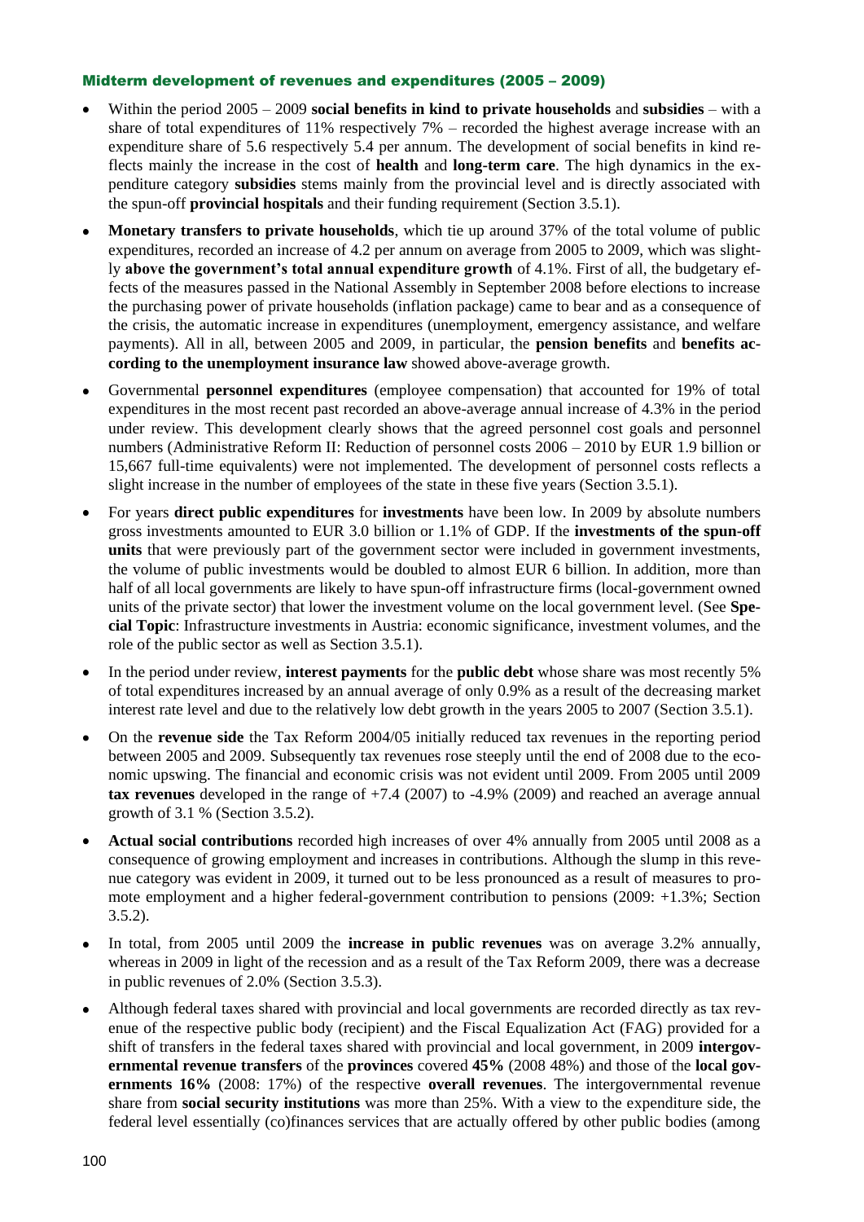### Midterm development of revenues and expenditures (2005 – 2009)

- Within the period 2005 – 2009 **social benefits in kind to private households** and **subsidies** – with a share of total expenditures of 11% respectively 7% – recorded the highest average increase with an expenditure share of 5.6 respectively 5.4 per annum. The development of social benefits in kind reflects mainly the increase in the cost of **health** and **long-term care**. The high dynamics in the expenditure category **subsidies** stems mainly from the provincial level and is directly associated with the spun-off **provincial hospitals** and their funding requirement (Section 3.5.1).
- **Monetary transfers to private households**, which tie up around 37% of the total volume of public expenditures, recorded an increase of 4.2 per annum on average from 2005 to 2009, which was slightly **above the government's total annual expenditure growth** of 4.1%. First of all, the budgetary effects of the measures passed in the National Assembly in September 2008 before elections to increase the purchasing power of private households (inflation package) came to bear and as a consequence of the crisis, the automatic increase in expenditures (unemployment, emergency assistance, and welfare payments). All in all, between 2005 and 2009, in particular, the **pension benefits** and **benefits according to the unemployment insurance law** showed above-average growth.
- Governmental **personnel expenditures** (employee compensation) that accounted for 19% of total expenditures in the most recent past recorded an above-average annual increase of 4.3% in the period under review. This development clearly shows that the agreed personnel cost goals and personnel numbers (Administrative Reform II: Reduction of personnel costs 2006 – 2010 by EUR 1.9 billion or 15,667 full-time equivalents) were not implemented. The development of personnel costs reflects a slight increase in the number of employees of the state in these five years (Section 3.5.1).
- For years **direct public expenditures** for **investments** have been low. In 2009 by absolute numbers gross investments amounted to EUR 3.0 billion or 1.1% of GDP. If the **investments of the spun-off units** that were previously part of the government sector were included in government investments, the volume of public investments would be doubled to almost EUR 6 billion. In addition, more than half of all local governments are likely to have spun-off infrastructure firms (local-government owned units of the private sector) that lower the investment volume on the local government level. (See **Special Topic**: Infrastructure investments in Austria: economic significance, investment volumes, and the role of the public sector as well as Section 3.5.1).
- In the period under review, **interest payments** for the **public debt** whose share was most recently 5% of total expenditures increased by an annual average of only 0.9% as a result of the decreasing market interest rate level and due to the relatively low debt growth in the years 2005 to 2007 (Section 3.5.1).
- On the **revenue side** the Tax Reform 2004/05 initially reduced tax revenues in the reporting period between 2005 and 2009. Subsequently tax revenues rose steeply until the end of 2008 due to the economic upswing. The financial and economic crisis was not evident until 2009. From 2005 until 2009 **tax revenues** developed in the range of +7.4 (2007) to -4.9% (2009) and reached an average annual growth of 3.1 % (Section 3.5.2).
- **Actual social contributions** recorded high increases of over 4% annually from 2005 until 2008 as a consequence of growing employment and increases in contributions. Although the slump in this revenue category was evident in 2009, it turned out to be less pronounced as a result of measures to promote employment and a higher federal-government contribution to pensions (2009: +1.3%; Section 3.5.2).
- In total, from 2005 until 2009 the **increase in public revenues** was on average 3.2% annually, whereas in 2009 in light of the recession and as a result of the Tax Reform 2009, there was a decrease in public revenues of 2.0% (Section 3.5.3).
- Although federal taxes shared with provincial and local governments are recorded directly as tax revenue of the respective public body (recipient) and the Fiscal Equalization Act (FAG) provided for a shift of transfers in the federal taxes shared with provincial and local government, in 2009 **intergovernmental revenue transfers** of the **provinces** covered **45%** (2008 48%) and those of the **local governments 16%** (2008: 17%) of the respective **overall revenues**. The intergovernmental revenue share from **social security institutions** was more than 25%. With a view to the expenditure side, the federal level essentially (co)finances services that are actually offered by other public bodies (among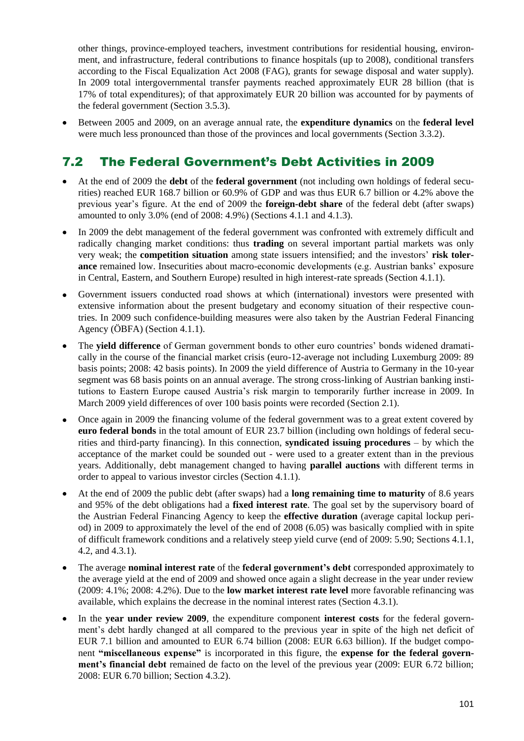other things, province-employed teachers, investment contributions for residential housing, environment, and infrastructure, federal contributions to finance hospitals (up to 2008), conditional transfers according to the Fiscal Equalization Act 2008 (FAG), grants for sewage disposal and water supply). In 2009 total intergovernmental transfer payments reached approximately EUR 28 billion (that is 17% of total expenditures); of that approximately EUR 20 billion was accounted for by payments of the federal government (Section 3.5.3).

- Between 2005 and 2009, on an average annual rate, the **expenditure dynamics** on the **federal level** were much less pronounced than those of the provinces and local governments (Section 3.3.2).

## 7.2 The Federal Government's Debt Activities in 2009

- At the end of 2009 the **debt** of the **federal government** (not including own holdings of federal securities) reached EUR 168.7 billion or 60.9% of GDP and was thus EUR 6.7 billion or 4.2% above the previous year's figure. At the end of 2009 the **foreign-debt share** of the federal debt (after swaps) amounted to only 3.0% (end of 2008: 4.9%) (Sections 4.1.1 and 4.1.3).
- In 2009 the debt management of the federal government was confronted with extremely difficult and radically changing market conditions: thus **trading** on several important partial markets was only very weak; the **competition situation** among state issuers intensified; and the investors' **risk tolerance** remained low. Insecurities about macro-economic developments (e.g. Austrian banks' exposure in Central, Eastern, and Southern Europe) resulted in high interest-rate spreads (Section 4.1.1).
- Government issuers conducted road shows at which (international) investors were presented with extensive information about the present budgetary and economy situation of their respective countries. In 2009 such confidence-building measures were also taken by the Austrian Federal Financing Agency (ÖBFA) (Section 4.1.1).
- The **yield difference** of German government bonds to other euro countries' bonds widened dramatically in the course of the financial market crisis (euro-12-average not including Luxemburg 2009: 89 basis points; 2008: 42 basis points). In 2009 the yield difference of Austria to Germany in the 10-year segment was 68 basis points on an annual average. The strong cross-linking of Austrian banking institutions to Eastern Europe caused Austria's risk margin to temporarily further increase in 2009. In March 2009 yield differences of over 100 basis points were recorded (Section 2.1).
- Once again in 2009 the financing volume of the federal government was to a great extent covered by **euro federal bonds** in the total amount of EUR 23.7 billion (including own holdings of federal securities and third-party financing). In this connection, **syndicated issuing procedures** – by which the acceptance of the market could be sounded out - were used to a greater extent than in the previous years. Additionally, debt management changed to having **parallel auctions** with different terms in order to appeal to various investor circles (Section 4.1.1).
- At the end of 2009 the public debt (after swaps) had a **long remaining time to maturity** of 8.6 years and 95% of the debt obligations had a **fixed interest rate**. The goal set by the supervisory board of the Austrian Federal Financing Agency to keep the **effective duration** (average capital lockup period) in 2009 to approximately the level of the end of 2008 (6.05) was basically complied with in spite of difficult framework conditions and a relatively steep yield curve (end of 2009: 5.90; Sections 4.1.1, 4.2, and 4.3.1).
- The average **nominal interest rate** of the **federal government's debt** corresponded approximately to the average yield at the end of 2009 and showed once again a slight decrease in the year under review (2009: 4.1%; 2008: 4.2%). Due to the **low market interest rate level** more favorable refinancing was available, which explains the decrease in the nominal interest rates (Section 4.3.1).
- In the **year under review 2009**, the expenditure component **interest costs** for the federal government's debt hardly changed at all compared to the previous year in spite of the high net deficit of EUR 7.1 billion and amounted to EUR 6.74 billion (2008: EUR 6.63 billion). If the budget component **"miscellaneous expense"** is incorporated in this figure, the **expense for the federal government's financial debt** remained de facto on the level of the previous year (2009: EUR 6.72 billion; 2008: EUR 6.70 billion; Section 4.3.2).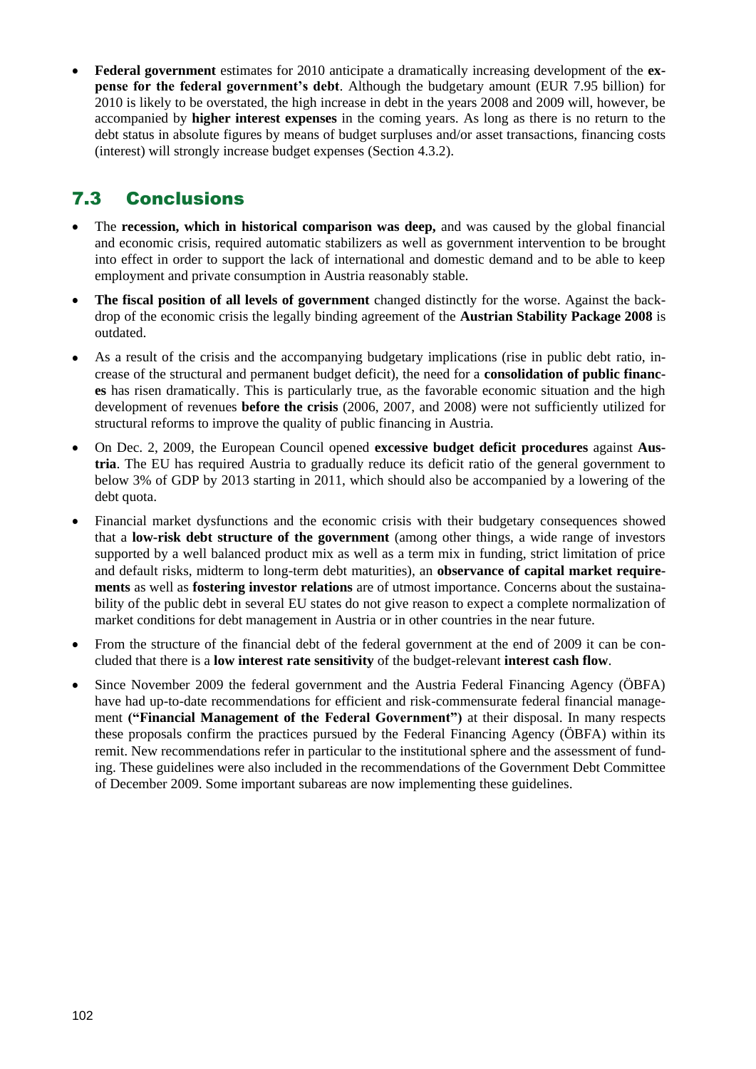- **Federal government** estimates for 2010 anticipate a dramatically increasing development of the **expense for the federal government's debt**. Although the budgetary amount (EUR 7.95 billion) for 2010 is likely to be overstated, the high increase in debt in the years 2008 and 2009 will, however, be accompanied by **higher interest expenses** in the coming years. As long as there is no return to the debt status in absolute figures by means of budget surpluses and/or asset transactions, financing costs (interest) will strongly increase budget expenses (Section 4.3.2).

## 7.3 Conclusions

- The **recession, which in historical comparison was deep,** and was caused by the global financial and economic crisis, required automatic stabilizers as well as government intervention to be brought into effect in order to support the lack of international and domestic demand and to be able to keep employment and private consumption in Austria reasonably stable.
- **The fiscal position of all levels of government** changed distinctly for the worse. Against the backdrop of the economic crisis the legally binding agreement of the **Austrian Stability Package 2008** is outdated.
- As a result of the crisis and the accompanying budgetary implications (rise in public debt ratio, increase of the structural and permanent budget deficit), the need for a **consolidation of public finances** has risen dramatically. This is particularly true, as the favorable economic situation and the high development of revenues **before the crisis** (2006, 2007, and 2008) were not sufficiently utilized for structural reforms to improve the quality of public financing in Austria.
- On Dec. 2, 2009, the European Council opened **excessive budget deficit procedures** against **Austria**. The EU has required Austria to gradually reduce its deficit ratio of the general government to below 3% of GDP by 2013 starting in 2011, which should also be accompanied by a lowering of the debt quota.
- Financial market dysfunctions and the economic crisis with their budgetary consequences showed that a **low-risk debt structure of the government** (among other things, a wide range of investors supported by a well balanced product mix as well as a term mix in funding, strict limitation of price and default risks, midterm to long-term debt maturities), an **observance of capital market requirements** as well as **fostering investor relations** are of utmost importance. Concerns about the sustainability of the public debt in several EU states do not give reason to expect a complete normalization of market conditions for debt management in Austria or in other countries in the near future.
- From the structure of the financial debt of the federal government at the end of 2009 it can be concluded that there is a **low interest rate sensitivity** of the budget-relevant **interest cash flow**.
- Since November 2009 the federal government and the Austria Federal Financing Agency (ÖBFA) have had up-to-date recommendations for efficient and risk-commensurate federal financial management **("Financial Management of the Federal Government")** at their disposal. In many respects these proposals confirm the practices pursued by the Federal Financing Agency (ÖBFA) within its remit. New recommendations refer in particular to the institutional sphere and the assessment of funding. These guidelines were also included in the recommendations of the Government Debt Committee of December 2009. Some important subareas are now implementing these guidelines.